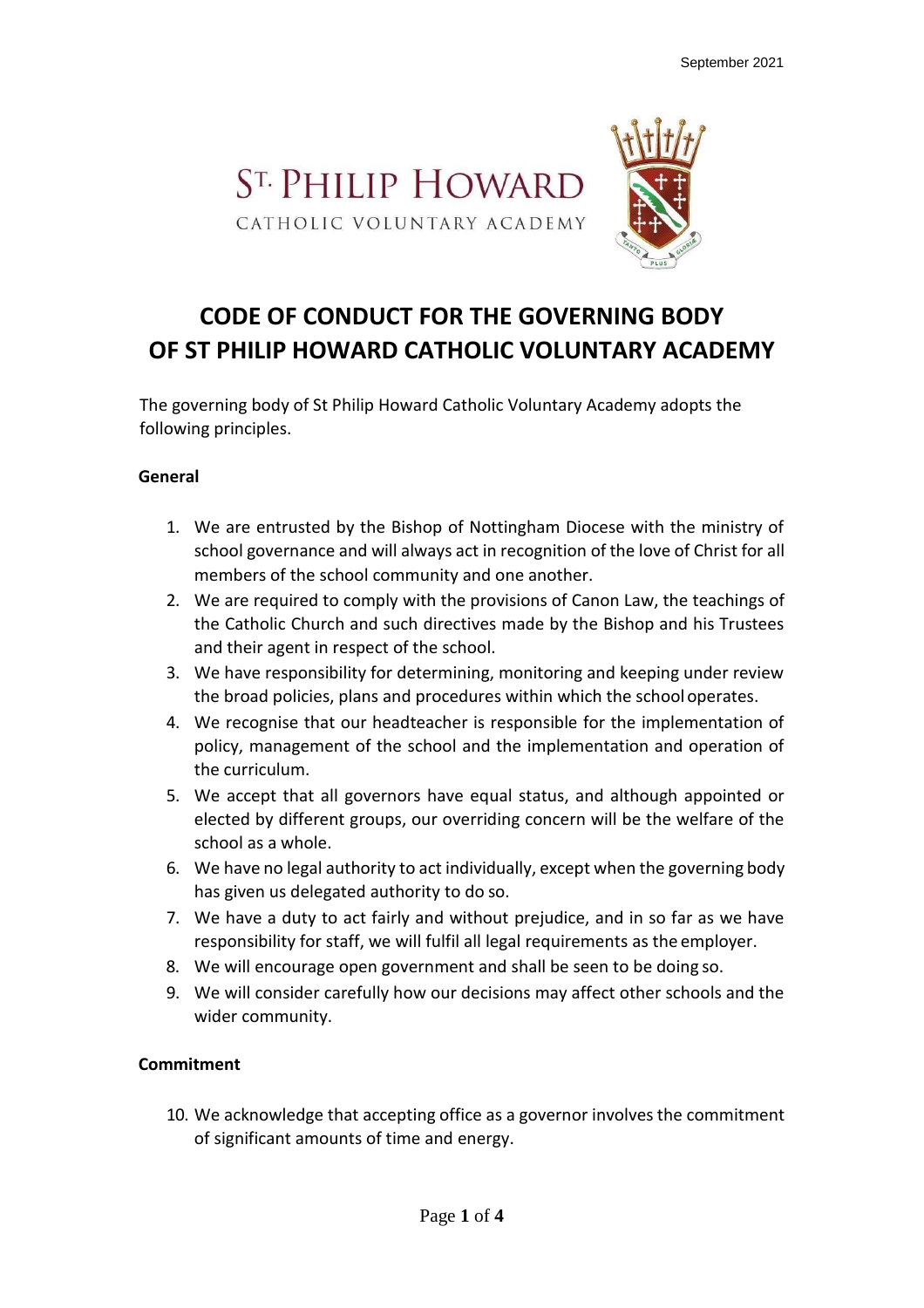September 2021

ST. PHILIP HOWARD
CATHOLIC VOLUNTARY ACADEMY

# CODE OF CONDUCT FOR THE GOVERNING BODY OF ST PHILIP HOWARD CATHOLIC VOLUNTARY ACADEMY

The governing body of St Philip Howard Catholic Voluntary Academy adopts the following principles.

**General**

1. We are entrusted by the Bishop of Nottingham Diocese with the ministry of school governance and will always act in recognition of the love of Christ for all members of the school community and one another.
2. We are required to comply with the provisions of Canon Law, the teachings of the Catholic Church and such directives made by the Bishop and his Trustees and their agent in respect of the school.
3. We have responsibility for determining, monitoring and keeping under review the broad policies, plans and procedures within which the school operates.
4. We recognise that our headteacher is responsible for the implementation of policy, management of the school and the implementation and operation of the curriculum.
5. We accept that all governors have equal status, and although appointed or elected by different groups, our overriding concern will be the welfare of the school as a whole.
6. We have no legal authority to act individually, except when the governing body has given us delegated authority to do so.
7. We have a duty to act fairly and without prejudice, and in so far as we have responsibility for staff, we will fulfil all legal requirements as the employer.
8. We will encourage open government and shall be seen to be doing so.
9. We will consider carefully how our decisions may affect other schools and the wider community.

**Commitment**

10. We acknowledge that accepting office as a governor involves the commitment of significant amounts of time and energy.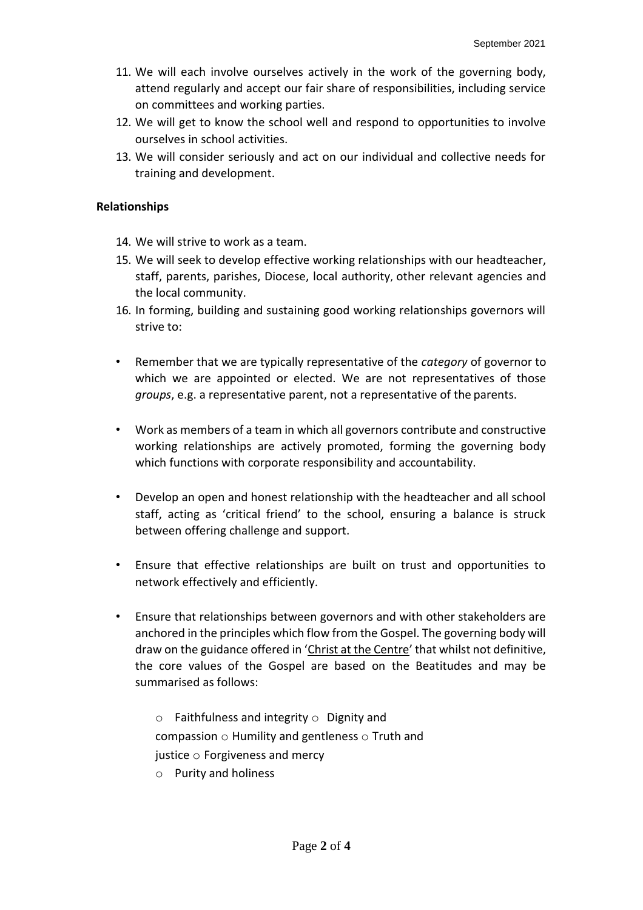11. We will each involve ourselves actively in the work of the governing body, attend regularly and accept our fair share of responsibilities, including service on committees and working parties.
12. We will get to know the school well and respond to opportunities to involve ourselves in school activities.
13. We will consider seriously and act on our individual and collective needs for training and development.

**Relationships**

14. We will strive to work as a team.
15. We will seek to develop effective working relationships with our headteacher, staff, parents, parishes, Diocese, local authority, other relevant agencies and the local community.
16. In forming, building and sustaining good working relationships governors will strive to:

- Remember that we are typically representative of the *category* of governor to which we are appointed or elected. We are not representatives of those *groups*, e.g. a representative parent, not a representative of the parents.

- Work as members of a team in which all governors contribute and constructive working relationships are actively promoted, forming the governing body which functions with corporate responsibility and accountability.

- Develop an open and honest relationship with the headteacher and all school staff, acting as 'critical friend' to the school, ensuring a balance is struck between offering challenge and support.

- Ensure that effective relationships are built on trust and opportunities to network effectively and efficiently.

- Ensure that relationships between governors and with other stakeholders are anchored in the principles which flow from the Gospel. The governing body will draw on the guidance offered in 'Christ at the Centre' that whilst not definitive, the core values of the Gospel are based on the Beatitudes and may be summarised as follows:

    - Faithfulness and integrity
    - Dignity and compassion
    - Humility and gentleness
    - Truth and justice
    - Forgiveness and mercy
    - Purity and holiness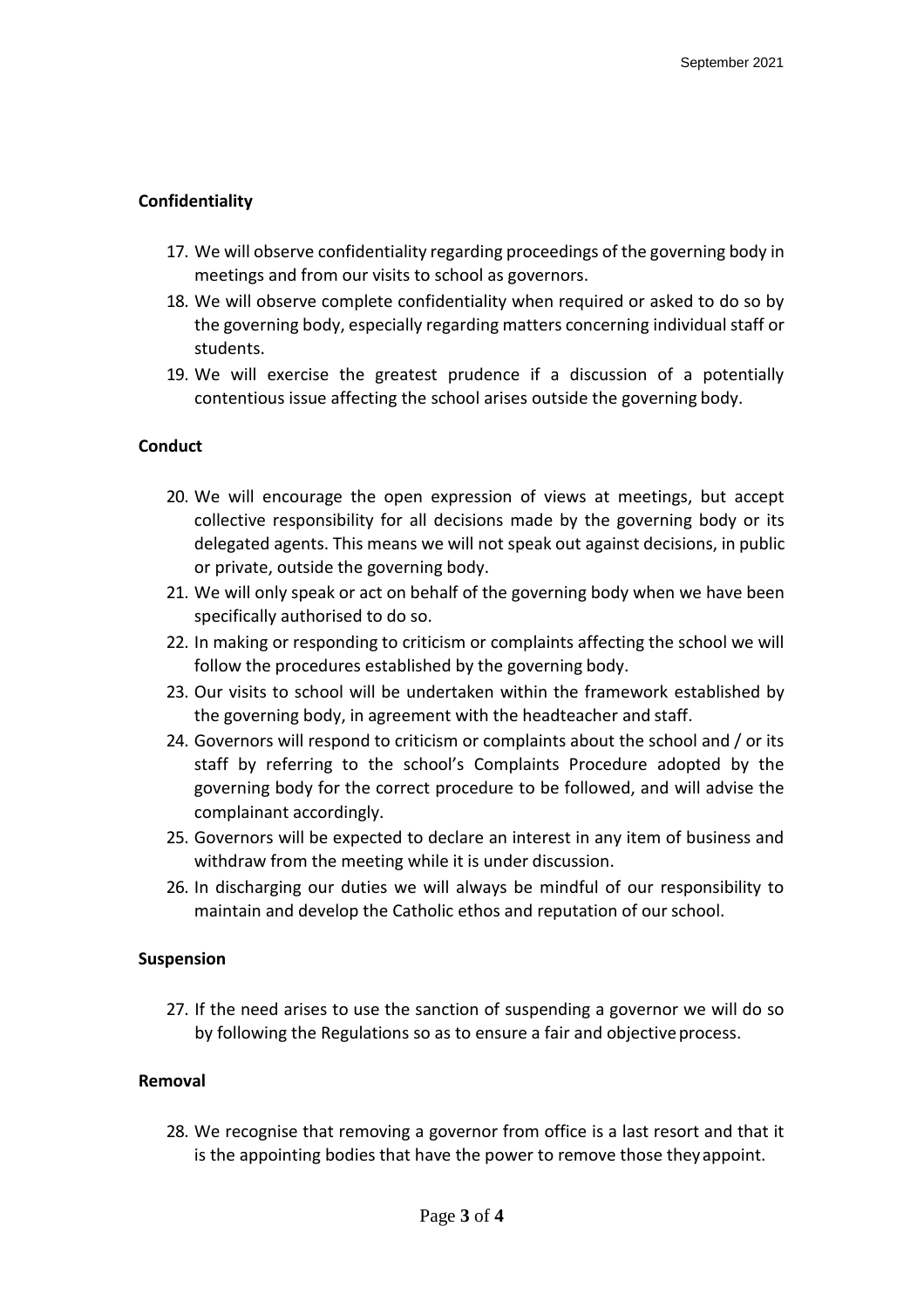## Confidentiality

17. We will observe confidentiality regarding proceedings of the governing body in meetings and from our visits to school as governors.
18. We will observe complete confidentiality when required or asked to do so by the governing body, especially regarding matters concerning individual staff or students.
19. We will exercise the greatest prudence if a discussion of a potentially contentious issue affecting the school arises outside the governing body.

## Conduct

20. We will encourage the open expression of views at meetings, but accept collective responsibility for all decisions made by the governing body or its delegated agents. This means we will not speak out against decisions, in public or private, outside the governing body.
21. We will only speak or act on behalf of the governing body when we have been specifically authorised to do so.
22. In making or responding to criticism or complaints affecting the school we will follow the procedures established by the governing body.
23. Our visits to school will be undertaken within the framework established by the governing body, in agreement with the headteacher and staff.
24. Governors will respond to criticism or complaints about the school and / or its staff by referring to the school's Complaints Procedure adopted by the governing body for the correct procedure to be followed, and will advise the complainant accordingly.
25. Governors will be expected to declare an interest in any item of business and withdraw from the meeting while it is under discussion.
26. In discharging our duties we will always be mindful of our responsibility to maintain and develop the Catholic ethos and reputation of our school.

## Suspension

27. If the need arises to use the sanction of suspending a governor we will do so by following the Regulations so as to ensure a fair and objective process.

## Removal

28. We recognise that removing a governor from office is a last resort and that it is the appointing bodies that have the power to remove those they appoint.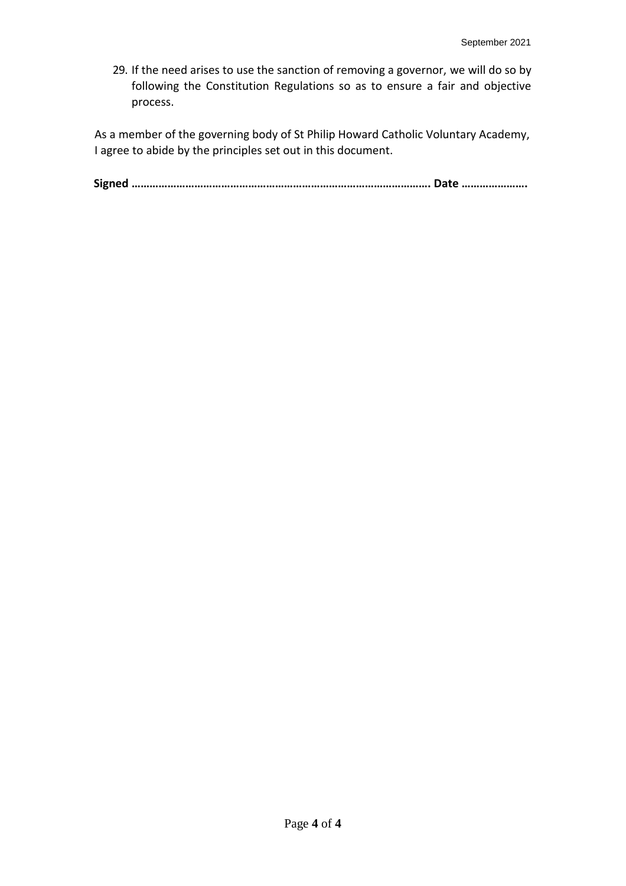29. If the need arises to use the sanction of removing a governor, we will do so by following the Constitution Regulations so as to ensure a fair and objective process.

As a member of the governing body of St Philip Howard Catholic Voluntary Academy, I agree to abide by the principles set out in this document.

**Signed ………………………………………………………………………………………. Date ………………….**